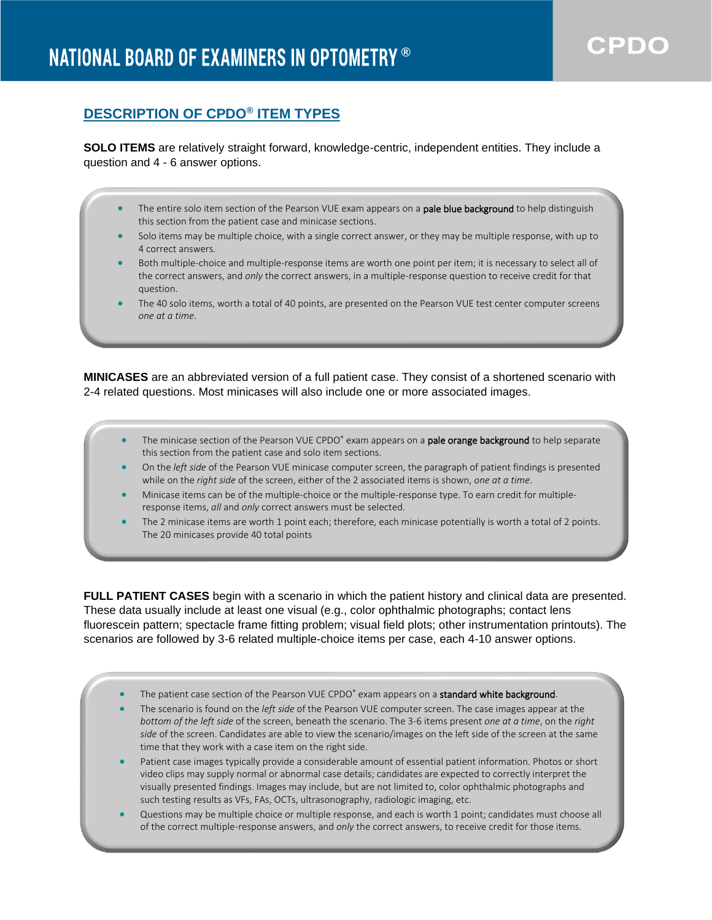# NATIONAL BOARD OF EXAMINERS IN OPTOMETRY®

CPDO

## DESCRIPTION OF CPDO® ITEM TYPES

**SOLO ITEMS** are relatively straight forward, knowledge-centric, independent entities. They include a question and 4 - 6 answer options.

- The entire solo item section of the Pearson VUE exam appears on a pale blue background to help distinguish this section from the patient case and minicase sections.
- Solo items may be multiple choice, with a single correct answer, or they may be multiple response, with up to 4 correct answers.
- Both multiple-choice and multiple-response items are worth one point per item; it is necessary to select all of the correct answers, and *only* the correct answers, in a multiple-response question to receive credit for that question.
- The 40 solo items, worth a total of 40 points, are presented on the Pearson VUE test center computer screens *one at a time*.

**MINICASES** are an abbreviated version of a full patient case. They consist of a shortened scenario with 2-4 related questions. Most minicases will also include one or more associated images.

- The minicase section of the Pearson VUE CPDO® exam appears on a pale orange background to help separate this section from the patient case and solo item sections.
- On the *left side* of the Pearson VUE minicase computer screen, the paragraph of patient findings is presented while on the *right side* of the screen, either of the 2 associated items is shown, *one at a time*.
- Minicase items can be of the multiple-choice or the multiple-response type. To earn credit for multiple-response items, *all* and *only* correct answers must be selected.
- The 2 minicase items are worth 1 point each; therefore, each minicase potentially is worth a total of 2 points. The 20 minicases provide 40 total points

**FULL PATIENT CASES** begin with a scenario in which the patient history and clinical data are presented. These data usually include at least one visual (e.g., color ophthalmic photographs; contact lens fluorescein pattern; spectacle frame fitting problem; visual field plots; other instrumentation printouts). The scenarios are followed by 3-6 related multiple-choice items per case, each 4-10 answer options.

- The patient case section of the Pearson VUE CPDO® exam appears on a standard white background.
- The scenario is found on the *left side* of the Pearson VUE computer screen. The case images appear at the *bottom of the left side* of the screen, beneath the scenario. The 3-6 items present *one at a time*, on the *right side* of the screen. Candidates are able to view the scenario/images on the left side of the screen at the same time that they work with a case item on the right side.
- Patient case images typically provide a considerable amount of essential patient information. Photos or short video clips may supply normal or abnormal case details; candidates are expected to correctly interpret the visually presented findings. Images may include, but are not limited to, color ophthalmic photographs and such testing results as VFs, FAs, OCTs, ultrasonography, radiologic imaging, etc.
- Questions may be multiple choice or multiple response, and each is worth 1 point; candidates must choose all of the correct multiple-response answers, and *only* the correct answers, to receive credit for those items.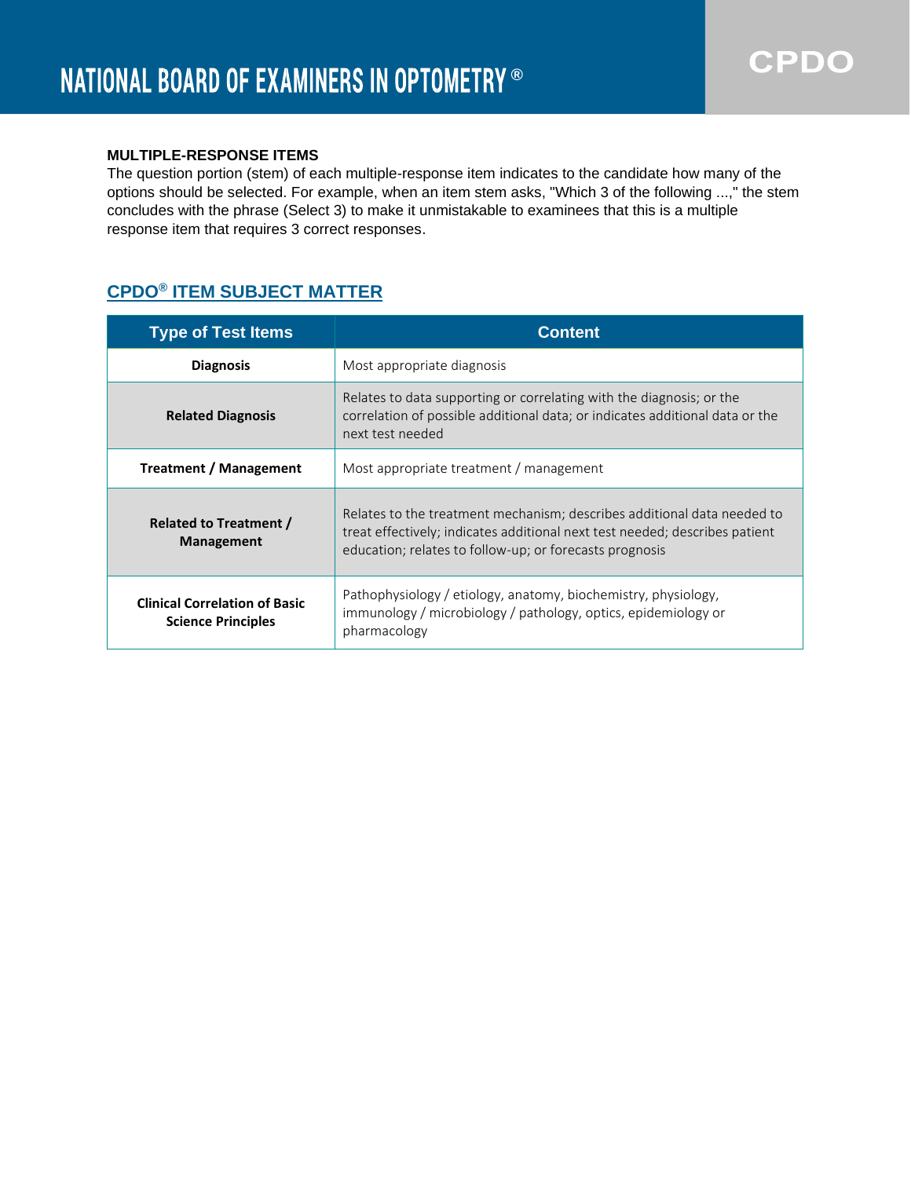**MULTIPLE-RESPONSE ITEMS**

The question portion (stem) of each multiple-response item indicates to the candidate how many of the options should be selected. For example, when an item stem asks, "Which 3 of the following ...," the stem concludes with the phrase (Select 3) to make it unmistakable to examinees that this is a multiple response item that requires 3 correct responses.

## CPDO® ITEM SUBJECT MATTER

| Type of Test Items | Content |
|---|---|
| **Diagnosis** | Most appropriate diagnosis |
| **Related Diagnosis** | Relates to data supporting or correlating with the diagnosis; or the correlation of possible additional data; or indicates additional data or the next test needed |
| **Treatment / Management** | Most appropriate treatment / management |
| **Related to Treatment / Management** | Relates to the treatment mechanism; describes additional data needed to treat effectively; indicates additional next test needed; describes patient education; relates to follow-up; or forecasts prognosis |
| **Clinical Correlation of Basic Science Principles** | Pathophysiology / etiology, anatomy, biochemistry, physiology, immunology / microbiology / pathology, optics, epidemiology or pharmacology |